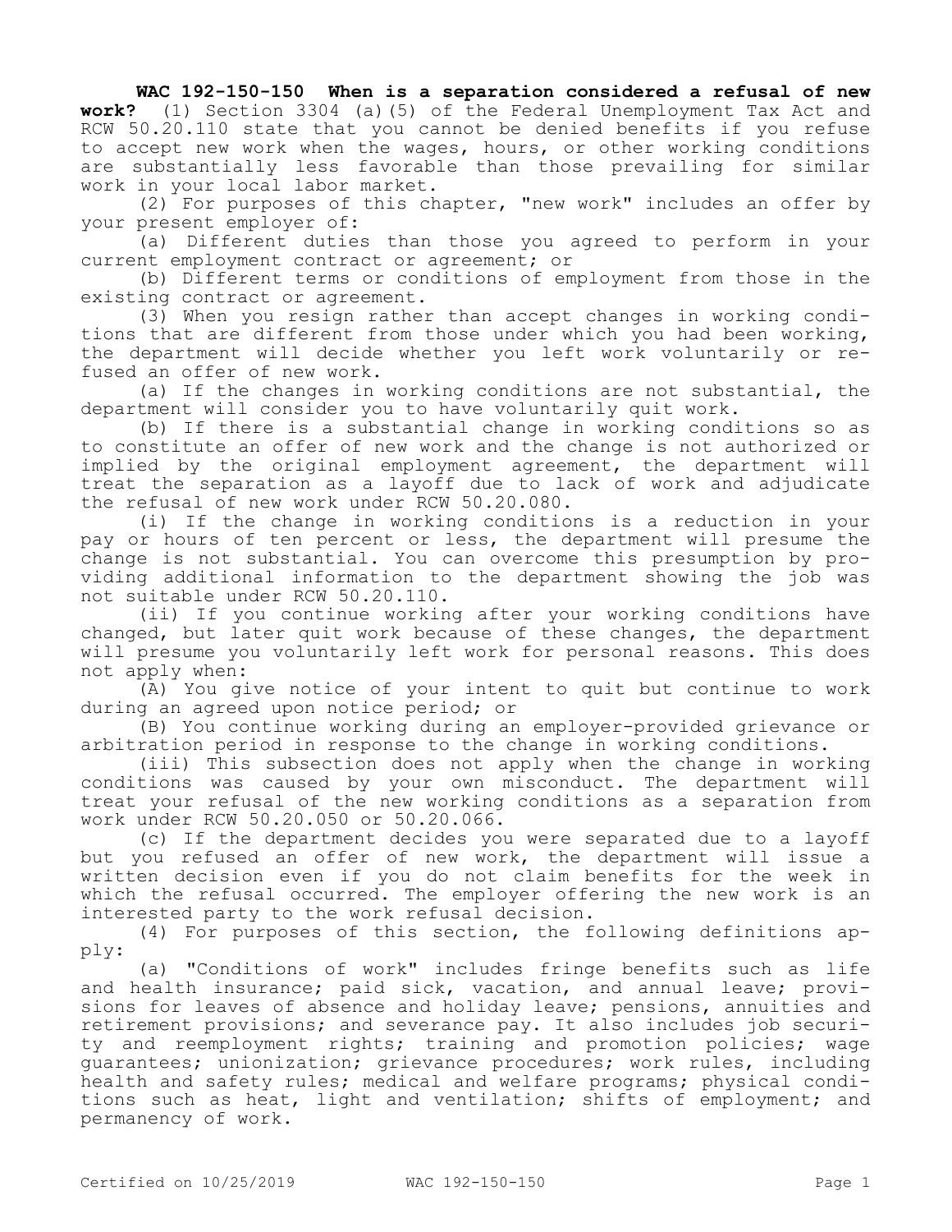**WAC 192-150-150 When is a separation considered a refusal of new work?** (1) Section 3304 (a)(5) of the Federal Unemployment Tax Act and RCW 50.20.110 state that you cannot be denied benefits if you refuse to accept new work when the wages, hours, or other working conditions are substantially less favorable than those prevailing for similar work in your local labor market.

(2) For purposes of this chapter, "new work" includes an offer by your present employer of:

(a) Different duties than those you agreed to perform in your current employment contract or agreement; or

(b) Different terms or conditions of employment from those in the existing contract or agreement.

(3) When you resign rather than accept changes in working conditions that are different from those under which you had been working, the department will decide whether you left work voluntarily or refused an offer of new work.

(a) If the changes in working conditions are not substantial, the department will consider you to have voluntarily quit work.

(b) If there is a substantial change in working conditions so as to constitute an offer of new work and the change is not authorized or implied by the original employment agreement, the department will treat the separation as a layoff due to lack of work and adjudicate the refusal of new work under RCW 50.20.080.

(i) If the change in working conditions is a reduction in your pay or hours of ten percent or less, the department will presume the change is not substantial. You can overcome this presumption by providing additional information to the department showing the job was not suitable under RCW 50.20.110.

(ii) If you continue working after your working conditions have changed, but later quit work because of these changes, the department will presume you voluntarily left work for personal reasons. This does not apply when:

(A) You give notice of your intent to quit but continue to work during an agreed upon notice period; or

(B) You continue working during an employer-provided grievance or arbitration period in response to the change in working conditions.

(iii) This subsection does not apply when the change in working conditions was caused by your own misconduct. The department will treat your refusal of the new working conditions as a separation from work under RCW 50.20.050 or 50.20.066.

(c) If the department decides you were separated due to a layoff but you refused an offer of new work, the department will issue a written decision even if you do not claim benefits for the week in which the refusal occurred. The employer offering the new work is an interested party to the work refusal decision.

(4) For purposes of this section, the following definitions apply:

(a) "Conditions of work" includes fringe benefits such as life and health insurance; paid sick, vacation, and annual leave; provisions for leaves of absence and holiday leave; pensions, annuities and retirement provisions; and severance pay. It also includes job security and reemployment rights; training and promotion policies; wage guarantees; unionization; grievance procedures; work rules, including health and safety rules; medical and welfare programs; physical conditions such as heat, light and ventilation; shifts of employment; and permanency of work.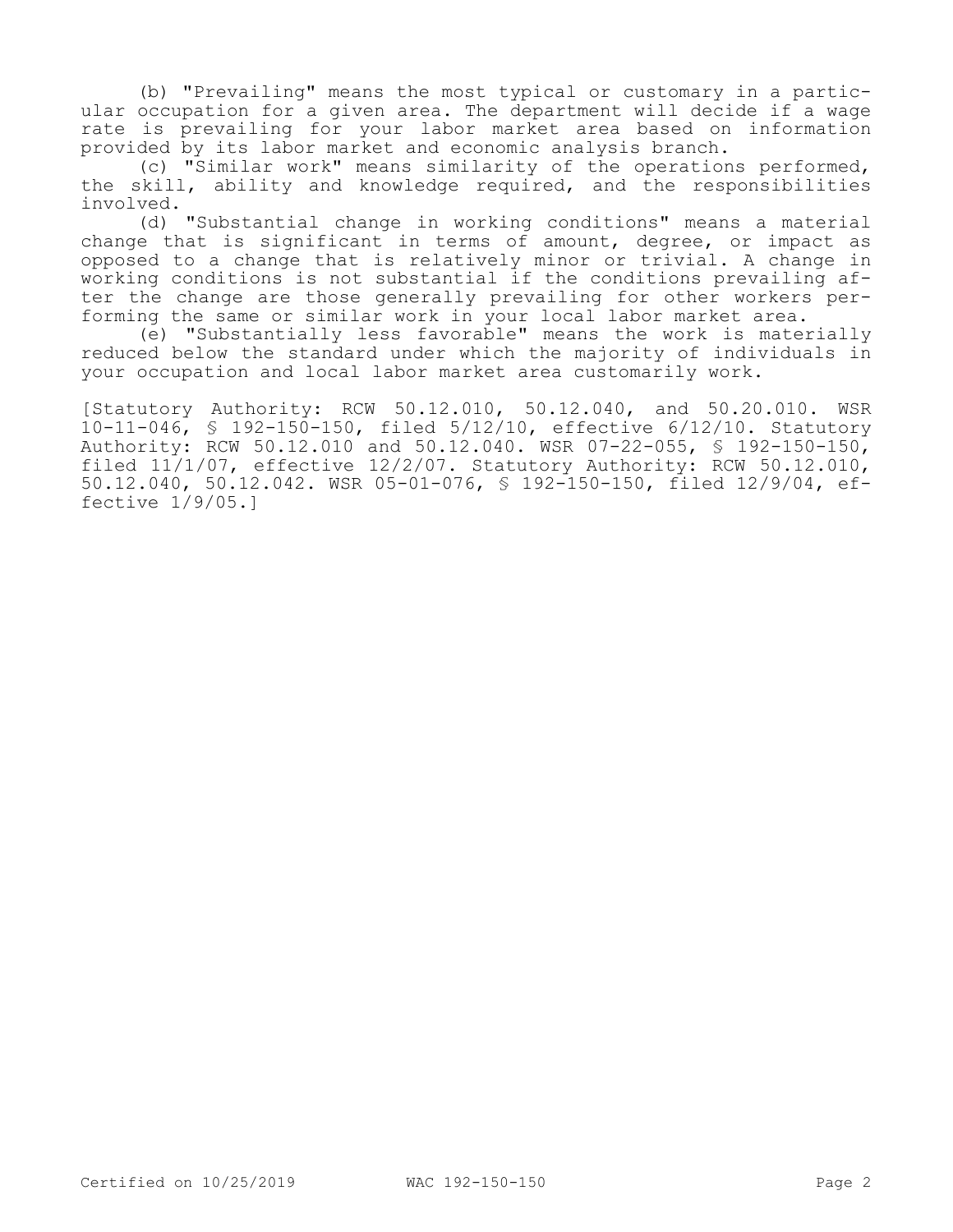(b) "Prevailing" means the most typical or customary in a particular occupation for a given area. The department will decide if a wage rate is prevailing for your labor market area based on information provided by its labor market and economic analysis branch.

(c) "Similar work" means similarity of the operations performed, the skill, ability and knowledge required, and the responsibilities involved.

(d) "Substantial change in working conditions" means a material change that is significant in terms of amount, degree, or impact as opposed to a change that is relatively minor or trivial. A change in working conditions is not substantial if the conditions prevailing after the change are those generally prevailing for other workers performing the same or similar work in your local labor market area.

(e) "Substantially less favorable" means the work is materially reduced below the standard under which the majority of individuals in your occupation and local labor market area customarily work.

[Statutory Authority: RCW 50.12.010, 50.12.040, and 50.20.010. WSR 10-11-046, § 192-150-150, filed 5/12/10, effective 6/12/10. Statutory Authority: RCW 50.12.010 and 50.12.040. WSR 07-22-055, § 192-150-150, filed 11/1/07, effective 12/2/07. Statutory Authority: RCW 50.12.010, 50.12.040, 50.12.042. WSR 05-01-076, § 192-150-150, filed 12/9/04, effective 1/9/05.]